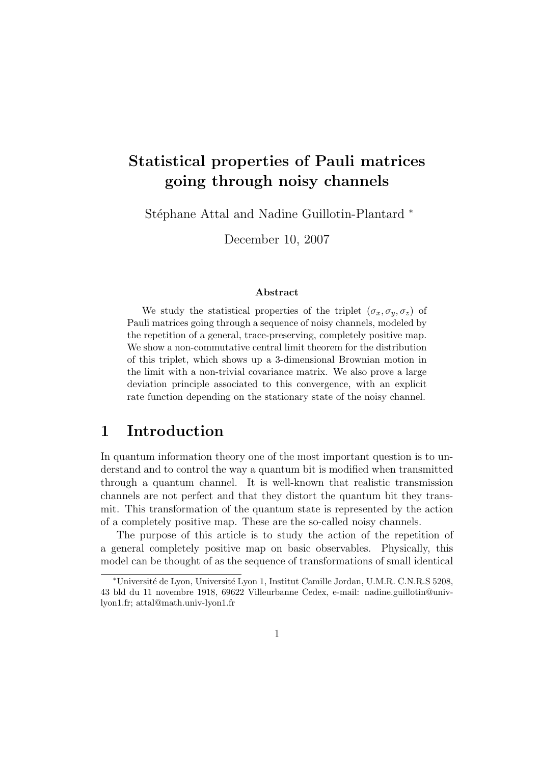# Statistical properties of Pauli matrices going through noisy channels

Stéphane Attal and Nadine Guillotin-Plantard *

December 10, 2007

### Abstract

We study the statistical properties of the triplet $(\sigma_x, \sigma_y, \sigma_z)$ of Pauli matrices going through a sequence of noisy channels, modeled by the repetition of a general, trace-preserving, completely positive map. We show a non-commutative central limit theorem for the distribution of this triplet, which shows up a 3-dimensional Brownian motion in the limit with a non-trivial covariance matrix. We also prove a large deviation principle associated to this convergence, with an explicit rate function depending on the stationary state of the noisy channel.

## 1 Introduction

In quantum information theory one of the most important question is to understand and to control the way a quantum bit is modified when transmitted through a quantum channel. It is well-known that realistic transmission channels are not perfect and that they distort the quantum bit they transmit. This transformation of the quantum state is represented by the action of a completely positive map. These are the so-called noisy channels.

The purpose of this article is to study the action of the repetition of a general completely positive map on basic observables. Physically, this model can be thought of as the sequence of transformations of small identical

---

*Université de Lyon, Université Lyon 1, Institut Camille Jordan, U.M.R. C.N.R.S 5208, 43 bld du 11 novembre 1918, 69622 Villeurbanne Cedex, e-mail: nadine.guillotin@univ-lyon1.fr; attal@math.univ-lyon1.fr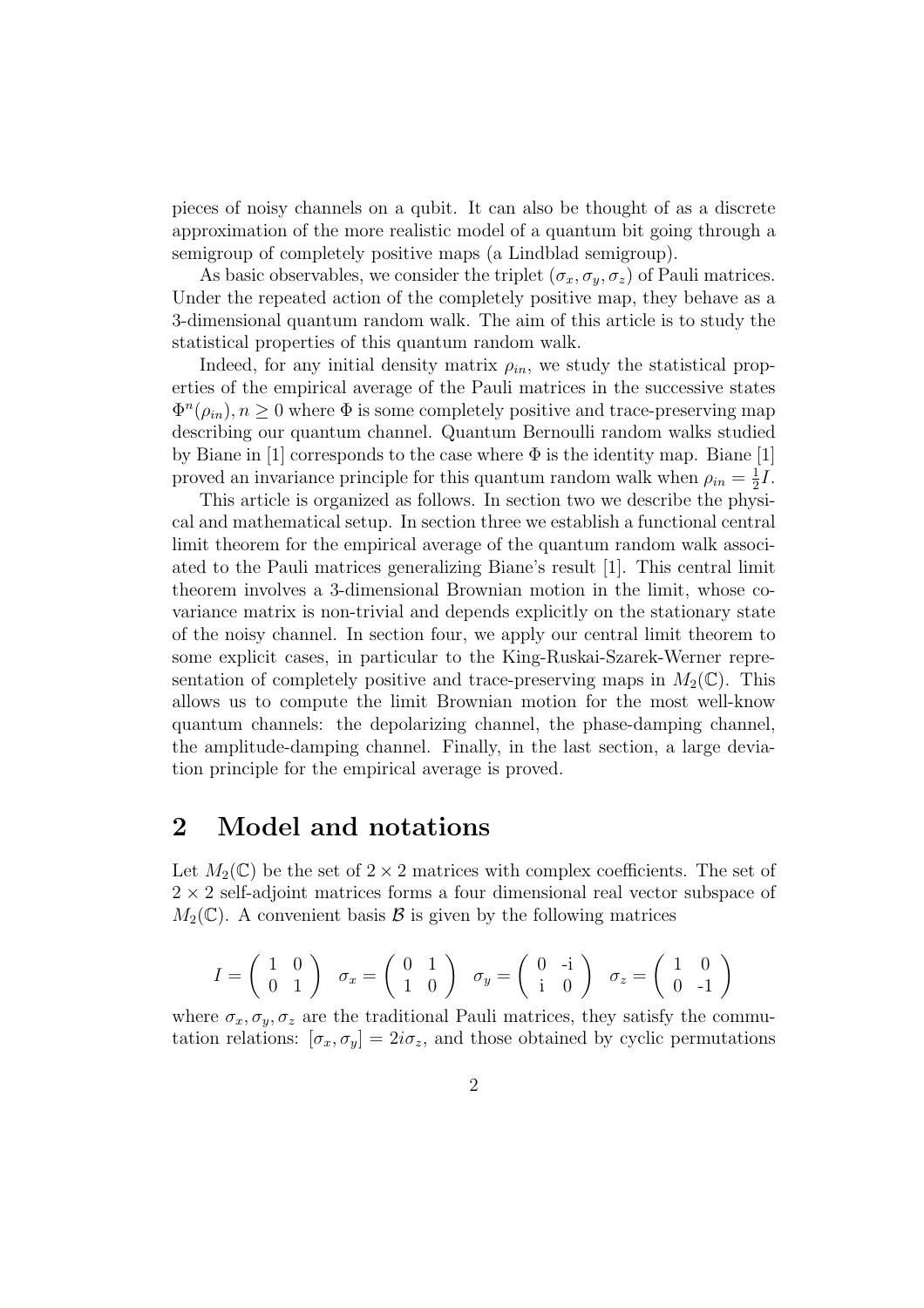pieces of noisy channels on a qubit. It can also be thought of as a discrete approximation of the more realistic model of a quantum bit going through a semigroup of completely positive maps (a Lindblad semigroup).

As basic observables, we consider the triplet $(\sigma_x, \sigma_y, \sigma_z)$ of Pauli matrices. Under the repeated action of the completely positive map, they behave as a 3-dimensional quantum random walk. The aim of this article is to study the statistical properties of this quantum random walk.

Indeed, for any initial density matrix $\rho_{in}$, we study the statistical properties of the empirical average of the Pauli matrices in the successive states $\Phi^n(\rho_{in}), n \geq 0$ where $\Phi$ is some completely positive and trace-preserving map describing our quantum channel. Quantum Bernoulli random walks studied by Biane in [1] corresponds to the case where $\Phi$ is the identity map. Biane [1] proved an invariance principle for this quantum random walk when $\rho_{in} = \frac{1}{2}I$.

This article is organized as follows. In section two we describe the physical and mathematical setup. In section three we establish a functional central limit theorem for the empirical average of the quantum random walk associated to the Pauli matrices generalizing Biane's result [1]. This central limit theorem involves a 3-dimensional Brownian motion in the limit, whose covariance matrix is non-trivial and depends explicitly on the stationary state of the noisy channel. In section four, we apply our central limit theorem to some explicit cases, in particular to the King-Ruskai-Szarek-Werner representation of completely positive and trace-preserving maps in $M_2(\mathbb{C})$. This allows us to compute the limit Brownian motion for the most well-know quantum channels: the depolarizing channel, the phase-damping channel, the amplitude-damping channel. Finally, in the last section, a large deviation principle for the empirical average is proved.

# 2 Model and notations

Let $M_2(\mathbb{C})$ be the set of $2 \times 2$ matrices with complex coefficients. The set of $2 \times 2$ self-adjoint matrices forms a four dimensional real vector subspace of $M_2(\mathbb{C})$. A convenient basis $\mathcal{B}$ is given by the following matrices

$$I = \begin{pmatrix} 1 & 0 \\ 0 & 1 \end{pmatrix} \quad \sigma_x = \begin{pmatrix} 0 & 1 \\ 1 & 0 \end{pmatrix} \quad \sigma_y = \begin{pmatrix} 0 & \text{-i} \\ \text{i} & 0 \end{pmatrix} \quad \sigma_z = \begin{pmatrix} 1 & 0 \\ 0 & \text{-1} \end{pmatrix}$$

where $\sigma_x, \sigma_y, \sigma_z$ are the traditional Pauli matrices, they satisfy the commutation relations: $[\sigma_x, \sigma_y] = 2i\sigma_z$, and those obtained by cyclic permutations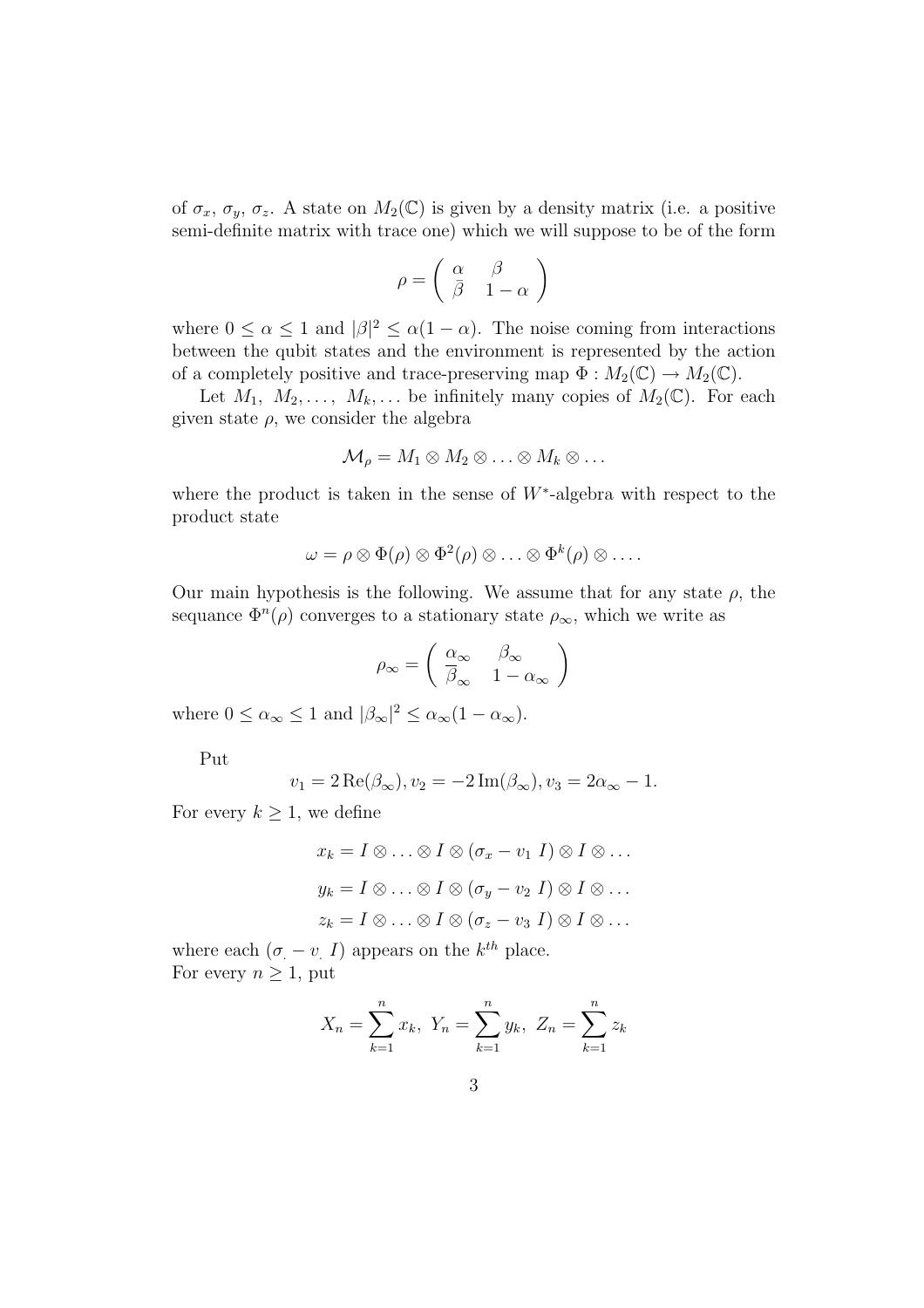of $\sigma_x$, $\sigma_y$, $\sigma_z$. A state on $M_2(\mathbb{C})$ is given by a density matrix (i.e. a positive semi-definite matrix with trace one) which we will suppose to be of the form

$$\rho = \begin{pmatrix} \alpha & \beta \\ \bar{\beta} & 1-\alpha \end{pmatrix}$$

where $0 \leq \alpha \leq 1$ and $|\beta|^2 \leq \alpha(1-\alpha)$. The noise coming from interactions between the qubit states and the environment is represented by the action of a completely positive and trace-preserving map $\Phi : M_2(\mathbb{C}) \to M_2(\mathbb{C})$.

Let $M_1, M_2, \ldots, M_k, \ldots$ be infinitely many copies of $M_2(\mathbb{C})$. For each given state $\rho$, we consider the algebra

$$\mathcal{M}_\rho = M_1 \otimes M_2 \otimes \ldots \otimes M_k \otimes \ldots$$

where the product is taken in the sense of $W^*$-algebra with respect to the product state

$$\omega = \rho \otimes \Phi(\rho) \otimes \Phi^2(\rho) \otimes \ldots \otimes \Phi^k(\rho) \otimes \ldots.$$

Our main hypothesis is the following. We assume that for any state $\rho$, the sequance $\Phi^n(\rho)$ converges to a stationary state $\rho_\infty$, which we write as

$$\rho_\infty = \begin{pmatrix} \alpha_\infty & \beta_\infty \\ \overline{\beta}_\infty & 1-\alpha_\infty \end{pmatrix}$$

where $0 \leq \alpha_\infty \leq 1$ and $|\beta_\infty|^2 \leq \alpha_\infty(1-\alpha_\infty)$.

Put

$$v_1 = 2\,\mathrm{Re}(\beta_\infty), v_2 = -2\,\mathrm{Im}(\beta_\infty), v_3 = 2\alpha_\infty - 1.$$

For every $k \geq 1$, we define

$$x_k = I \otimes \ldots \otimes I \otimes (\sigma_x - v_1\ I) \otimes I \otimes \ldots$$

$$y_k = I \otimes \ldots \otimes I \otimes (\sigma_y - v_2\ I) \otimes I \otimes \ldots$$

$$z_k = I \otimes \ldots \otimes I \otimes (\sigma_z - v_3\ I) \otimes I \otimes \ldots$$

where each $(\sigma_. - v_.\ I)$ appears on the $k^{th}$ place.
For every $n \geq 1$, put

$$X_n = \sum_{k=1}^{n} x_k,\ Y_n = \sum_{k=1}^{n} y_k,\ Z_n = \sum_{k=1}^{n} z_k$$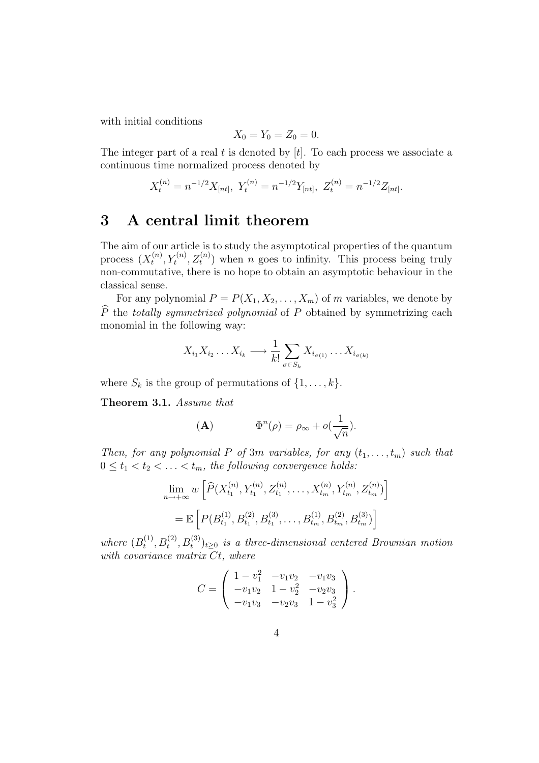with initial conditions

$$X_0 = Y_0 = Z_0 = 0.$$

The integer part of a real $t$ is denoted by $[t]$. To each process we associate a continuous time normalized process denoted by

$$X_t^{(n)} = n^{-1/2} X_{[nt]},\ Y_t^{(n)} = n^{-1/2} Y_{[nt]},\ Z_t^{(n)} = n^{-1/2} Z_{[nt]}.$$

# 3 A central limit theorem

The aim of our article is to study the asymptotical properties of the quantum process $(X_t^{(n)}, Y_t^{(n)}, Z_t^{(n)})$ when $n$ goes to infinity. This process being truly non-commutative, there is no hope to obtain an asymptotic behaviour in the classical sense.

For any polynomial $P = P(X_1, X_2, \ldots, X_m)$ of $m$ variables, we denote by $\widehat{P}$ the *totally symmetrized polynomial* of $P$ obtained by symmetrizing each monomial in the following way:

$$X_{i_1} X_{i_2} \ldots X_{i_k} \longrightarrow \frac{1}{k!} \sum_{\sigma \in S_k} X_{i_{\sigma(1)}} \ldots X_{i_{\sigma(k)}}$$

where $S_k$ is the group of permutations of $\{1, \ldots, k\}$.

**Theorem 3.1.** *Assume that*

$$(\mathbf{A}) \qquad\qquad \Phi^n(\rho) = \rho_\infty + o(\frac{1}{\sqrt{n}}).$$

*Then, for any polynomial $P$ of $3m$ variables, for any $(t_1, \ldots, t_m)$ such that $0 \leq t_1 < t_2 < \ldots < t_m$, the following convergence holds:*

$$\lim_{n \to +\infty} w \left[ \widehat{P}(X_{t_1}^{(n)}, Y_{t_1}^{(n)}, Z_{t_1}^{(n)}, \ldots, X_{t_m}^{(n)}, Y_{t_m}^{(n)}, Z_{t_m}^{(n)}) \right]$$
$$= \mathbb{E} \left[ P(B_{t_1}^{(1)}, B_{t_1}^{(2)}, B_{t_1}^{(3)}, \ldots, B_{t_m}^{(1)}, B_{t_m}^{(2)}, B_{t_m}^{(3)}) \right]$$

*where $(B_t^{(1)}, B_t^{(2)}, B_t^{(3)})_{t \geq 0}$ is a three-dimensional centered Brownian motion with covariance matrix $Ct$, where*

$$C = \begin{pmatrix} 1 - v_1^2 & -v_1 v_2 & -v_1 v_3 \\ -v_1 v_2 & 1 - v_2^2 & -v_2 v_3 \\ -v_1 v_3 & -v_2 v_3 & 1 - v_3^2 \end{pmatrix}.$$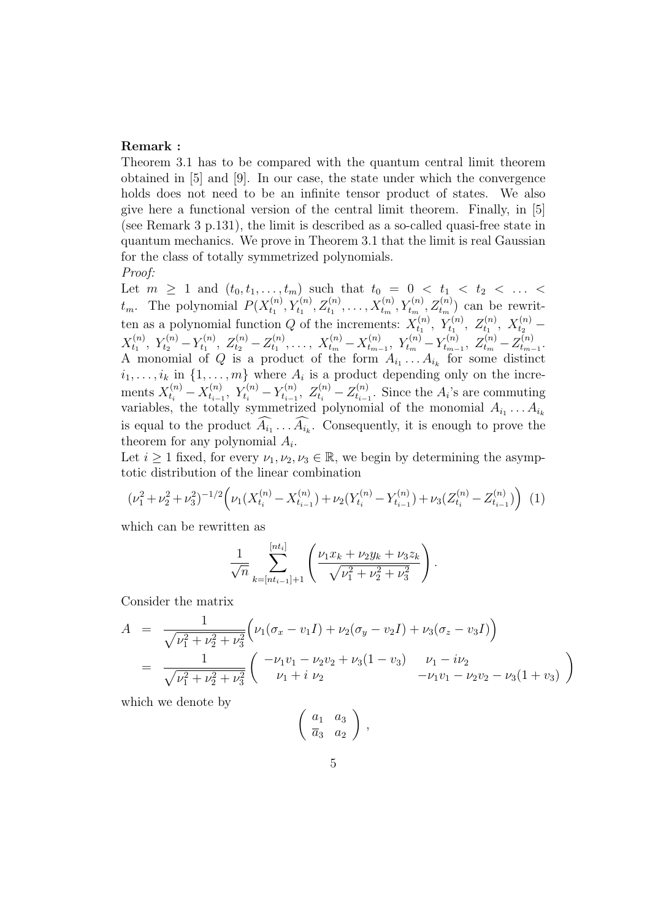**Remark :**
Theorem 3.1 has to be compared with the quantum central limit theorem obtained in [5] and [9]. In our case, the state under which the convergence holds does not need to be an infinite tensor product of states. We also give here a functional version of the central limit theorem. Finally, in [5] (see Remark 3 p.131), the limit is described as a so-called quasi-free state in quantum mechanics. We prove in Theorem 3.1 that the limit is real Gaussian for the class of totally symmetrized polynomials.

*Proof:*
Let $m \geq 1$ and $(t_0, t_1, \ldots, t_m)$ such that $t_0 = 0 < t_1 < t_2 < \ldots < t_m$. The polynomial $P(X_{t_1}^{(n)}, Y_{t_1}^{(n)}, Z_{t_1}^{(n)}, \ldots, X_{t_m}^{(n)}, Y_{t_m}^{(n)}, Z_{t_m}^{(n)})$ can be rewritten as a polynomial function $Q$ of the increments: $X_{t_1}^{(n)}$, $Y_{t_1}^{(n)}$, $Z_{t_1}^{(n)}$, $X_{t_2}^{(n)} - X_{t_1}^{(n)}$, $Y_{t_2}^{(n)} - Y_{t_1}^{(n)}$, $Z_{t_2}^{(n)} - Z_{t_1}^{(n)}, \ldots$, $X_{t_m}^{(n)} - X_{t_{m-1}}^{(n)}$, $Y_{t_m}^{(n)} - Y_{t_{m-1}}^{(n)}$, $Z_{t_m}^{(n)} - Z_{t_{m-1}}^{(n)}$. A monomial of $Q$ is a product of the form $A_{i_1} \ldots A_{i_k}$ for some distinct $i_1, \ldots, i_k$ in $\{1, \ldots, m\}$ where $A_i$ is a product depending only on the increments $X_{t_i}^{(n)} - X_{t_{i-1}}^{(n)}$, $Y_{t_i}^{(n)} - Y_{t_{i-1}}^{(n)}$, $Z_{t_i}^{(n)} - Z_{t_{i-1}}^{(n)}$. Since the $A_i$'s are commuting variables, the totally symmetrized polynomial of the monomial $A_{i_1} \ldots A_{i_k}$ is equal to the product $\widehat{A_{i_1}} \ldots \widehat{A_{i_k}}$. Consequently, it is enough to prove the theorem for any polynomial $A_i$.

Let $i \geq 1$ fixed, for every $\nu_1, \nu_2, \nu_3 \in \mathbb{R}$, we begin by determining the asymptotic distribution of the linear combination

$$(\nu_1^2 + \nu_2^2 + \nu_3^2)^{-1/2} \Big( \nu_1 (X_{t_i}^{(n)} - X_{t_{i-1}}^{(n)}) + \nu_2 (Y_{t_i}^{(n)} - Y_{t_{i-1}}^{(n)}) + \nu_3 (Z_{t_i}^{(n)} - Z_{t_{i-1}}^{(n)}) \Big) \quad (1)$$

which can be rewritten as

$$\frac{1}{\sqrt{n}} \sum_{k=[nt_{i-1}]+1}^{[nt_i]} \left( \frac{\nu_1 x_k + \nu_2 y_k + \nu_3 z_k}{\sqrt{\nu_1^2 + \nu_2^2 + \nu_3^2}} \right).$$

Consider the matrix

$$\begin{aligned} A &= \frac{1}{\sqrt{\nu_1^2 + \nu_2^2 + \nu_3^2}} \Big( \nu_1 (\sigma_x - v_1 I) + \nu_2 (\sigma_y - v_2 I) + \nu_3 (\sigma_z - v_3 I) \Big) \\ &= \frac{1}{\sqrt{\nu_1^2 + \nu_2^2 + \nu_3^2}} \begin{pmatrix} -\nu_1 v_1 - \nu_2 v_2 + \nu_3 (1 - v_3) & \nu_1 - i \nu_2 \\ \nu_1 + i\, \nu_2 & -\nu_1 v_1 - \nu_2 v_2 - \nu_3 (1 + v_3) \end{pmatrix} \end{aligned}$$

which we denote by

$$\begin{pmatrix} a_1 & a_3 \\ \overline{a}_3 & a_2 \end{pmatrix},$$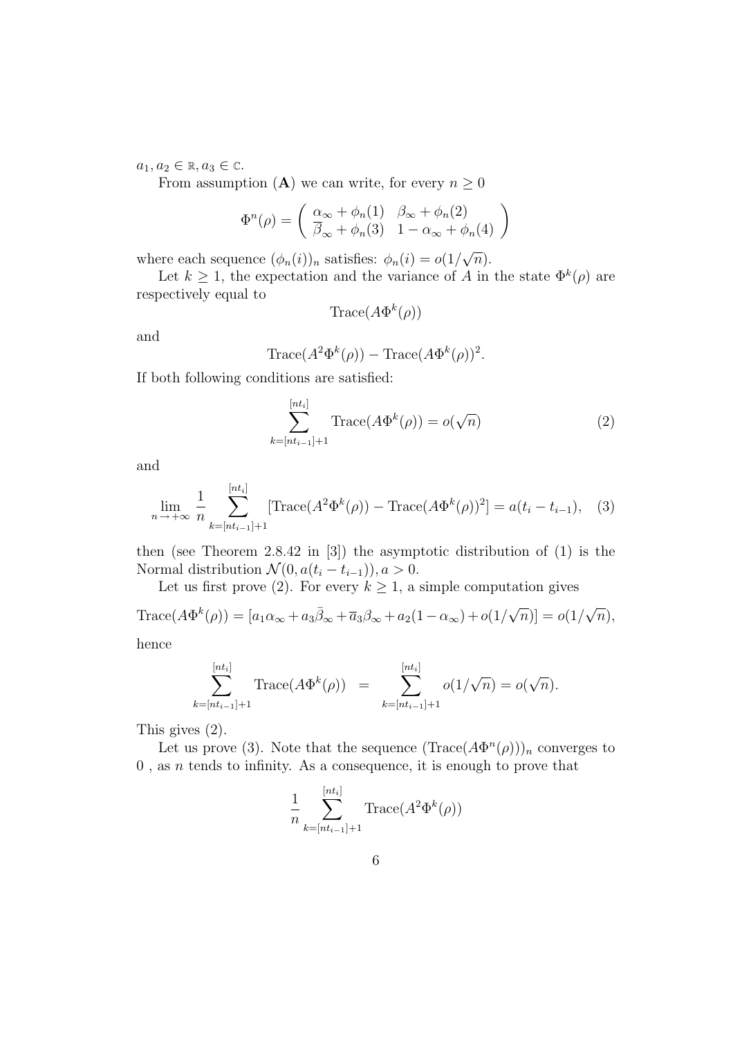$a_1, a_2 \in \mathbb{R}, a_3 \in \mathbb{C}$.

From assumption (**A**) we can write, for every $n \geq 0$

$$\Phi^n(\rho) = \begin{pmatrix} \alpha_\infty + \phi_n(1) & \beta_\infty + \phi_n(2) \\ \overline{\beta}_\infty + \phi_n(3) & 1 - \alpha_\infty + \phi_n(4) \end{pmatrix}$$

where each sequence $(\phi_n(i))_n$ satisfies: $\phi_n(i) = o(1/\sqrt{n})$.

Let $k \geq 1$, the expectation and the variance of $A$ in the state $\Phi^k(\rho)$ are respectively equal to

$$\mathrm{Trace}(A\Phi^k(\rho))$$

and

$$\mathrm{Trace}(A^2\Phi^k(\rho)) - \mathrm{Trace}(A\Phi^k(\rho))^2.$$

If both following conditions are satisfied:

$$\sum_{k=[nt_{i-1}]+1}^{[nt_i]} \mathrm{Trace}(A\Phi^k(\rho)) = o(\sqrt{n}) \tag{2}$$

and

$$\lim_{n \to +\infty} \frac{1}{n} \sum_{k=[nt_{i-1}]+1}^{[nt_i]} [\mathrm{Trace}(A^2\Phi^k(\rho)) - \mathrm{Trace}(A\Phi^k(\rho))^2] = a(t_i - t_{i-1}), \tag{3}$$

then (see Theorem 2.8.42 in [3]) the asymptotic distribution of (1) is the Normal distribution $\mathcal{N}(0, a(t_i - t_{i-1})), a > 0$.

Let us first prove (2). For every $k \geq 1$, a simple computation gives

$$\mathrm{Trace}(A\Phi^k(\rho)) = [a_1\alpha_\infty + a_3\bar{\beta}_\infty + \overline{a}_3\beta_\infty + a_2(1-\alpha_\infty) + o(1/\sqrt{n})] = o(1/\sqrt{n}),$$

hence

$$\sum_{k=[nt_{i-1}]+1}^{[nt_i]} \mathrm{Trace}(A\Phi^k(\rho)) = \sum_{k=[nt_{i-1}]+1}^{[nt_i]} o(1/\sqrt{n}) = o(\sqrt{n}).$$

This gives (2).

Let us prove (3). Note that the sequence $(\mathrm{Trace}(A\Phi^n(\rho)))_n$ converges to $0$ , as $n$ tends to infinity. As a consequence, it is enough to prove that

$$\frac{1}{n} \sum_{k=[nt_{i-1}]+1}^{[nt_i]} \mathrm{Trace}(A^2\Phi^k(\rho))$$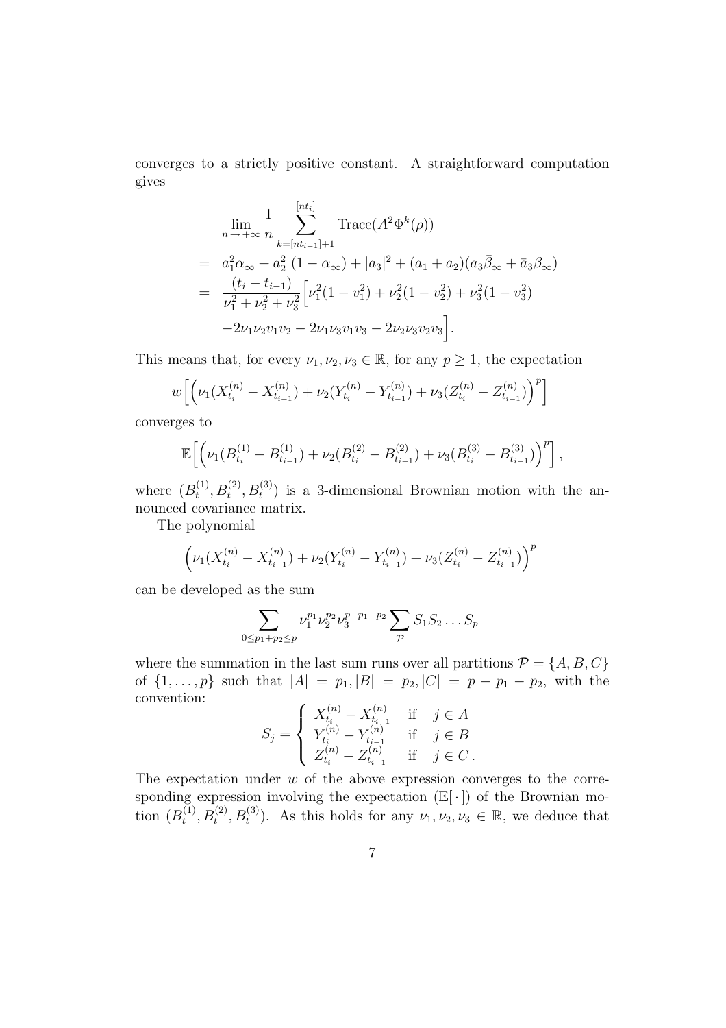converges to a strictly positive constant. A straightforward computation gives

$$
\begin{aligned}
&\lim_{n\to+\infty}\frac{1}{n}\sum_{k=[nt_{i-1}]+1}^{[nt_i]}\mathrm{Trace}(A^2\Phi^k(\rho))\\
&= a_1^2\alpha_\infty + a_2^2\,(1-\alpha_\infty) + |a_3|^2 + (a_1+a_2)(a_3\bar{\beta}_\infty + \bar{a}_3\beta_\infty)\\
&= \frac{(t_i - t_{i-1})}{\nu_1^2+\nu_2^2+\nu_3^2}\Big[\nu_1^2(1-v_1^2) + \nu_2^2(1-v_2^2) + \nu_3^2(1-v_3^2)\\
&\quad -2\nu_1\nu_2 v_1 v_2 - 2\nu_1\nu_3 v_1 v_3 - 2\nu_2\nu_3 v_2 v_3\Big].
\end{aligned}
$$

This means that, for every $\nu_1, \nu_2, \nu_3 \in \mathbb{R}$, for any $p \geq 1$, the expectation

$$
w\Big[\Big(\nu_1(X_{t_i}^{(n)} - X_{t_{i-1}}^{(n)}) + \nu_2(Y_{t_i}^{(n)} - Y_{t_{i-1}}^{(n)}) + \nu_3(Z_{t_i}^{(n)} - Z_{t_{i-1}}^{(n)})\Big)^p\Big]
$$

converges to

$$
\mathbb{E}\Big[\Big(\nu_1(B_{t_i}^{(1)} - B_{t_{i-1}}^{(1)}) + \nu_2(B_{t_i}^{(2)} - B_{t_{i-1}}^{(2)}) + \nu_3(B_{t_i}^{(3)} - B_{t_{i-1}}^{(3)})\Big)^p\Big],
$$

where $(B_t^{(1)}, B_t^{(2)}, B_t^{(3)})$ is a 3-dimensional Brownian motion with the announced covariance matrix.

The polynomial

$$
\Big(\nu_1(X_{t_i}^{(n)} - X_{t_{i-1}}^{(n)}) + \nu_2(Y_{t_i}^{(n)} - Y_{t_{i-1}}^{(n)}) + \nu_3(Z_{t_i}^{(n)} - Z_{t_{i-1}}^{(n)})\Big)^p
$$

can be developed as the sum

$$
\sum_{0\leq p_1+p_2\leq p}\nu_1^{p_1}\nu_2^{p_2}\nu_3^{p-p_1-p_2}\sum_{\mathcal{P}} S_1 S_2 \dots S_p
$$

where the summation in the last sum runs over all partitions $\mathcal{P} = \{A, B, C\}$ of $\{1, \dots, p\}$ such that $|A| = p_1, |B| = p_2, |C| = p - p_1 - p_2$, with the convention:

$$
S_j = \begin{cases} X_{t_i}^{(n)} - X_{t_{i-1}}^{(n)} & \text{if} \quad j \in A \\ Y_{t_i}^{(n)} - Y_{t_{i-1}}^{(n)} & \text{if} \quad j \in B \\ Z_{t_i}^{(n)} - Z_{t_{i-1}}^{(n)} & \text{if} \quad j \in C\,. \end{cases}
$$

The expectation under $w$ of the above expression converges to the corresponding expression involving the expectation $(\mathbb{E}[\,\cdot\,])$ of the Brownian motion $(B_t^{(1)}, B_t^{(2)}, B_t^{(3)})$. As this holds for any $\nu_1, \nu_2, \nu_3 \in \mathbb{R}$, we deduce that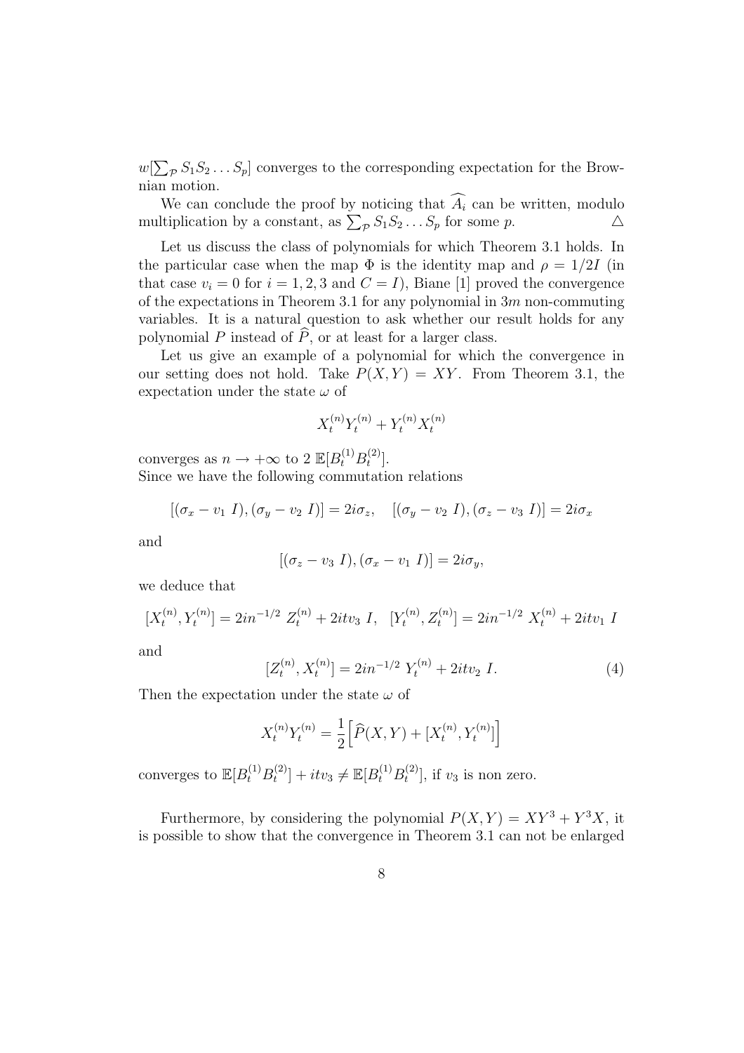$w[\sum_{\mathcal{P}} S_1 S_2 \dots S_p]$ converges to the corresponding expectation for the Brownian motion.

We can conclude the proof by noticing that $\widehat{A_i}$ can be written, modulo multiplication by a constant, as $\sum_{\mathcal{P}} S_1 S_2 \dots S_p$ for some $p$. $\triangle$

Let us discuss the class of polynomials for which Theorem 3.1 holds. In the particular case when the map $\Phi$ is the identity map and $\rho = 1/2I$ (in that case $v_i = 0$ for $i = 1, 2, 3$ and $C = I$), Biane [1] proved the convergence of the expectations in Theorem 3.1 for any polynomial in $3m$ non-commuting variables. It is a natural question to ask whether our result holds for any polynomial $P$ instead of $\widehat{P}$, or at least for a larger class.

Let us give an example of a polynomial for which the convergence in our setting does not hold. Take $P(X, Y) = XY$. From Theorem 3.1, the expectation under the state $\omega$ of

$$X_t^{(n)} Y_t^{(n)} + Y_t^{(n)} X_t^{(n)}$$

converges as $n \to +\infty$ to $2\ \mathbb{E}[B_t^{(1)} B_t^{(2)}]$.
Since we have the following commutation relations

$$[(\sigma_x - v_1\ I), (\sigma_y - v_2\ I)] = 2i\sigma_z, \quad [(\sigma_y - v_2\ I), (\sigma_z - v_3\ I)] = 2i\sigma_x$$

and

$$[(\sigma_z - v_3\ I), (\sigma_x - v_1\ I)] = 2i\sigma_y,$$

we deduce that

$$[X_t^{(n)}, Y_t^{(n)}] = 2in^{-1/2}\ Z_t^{(n)} + 2itv_3\ I, \quad [Y_t^{(n)}, Z_t^{(n)}] = 2in^{-1/2}\ X_t^{(n)} + 2itv_1\ I$$

and

$$[Z_t^{(n)}, X_t^{(n)}] = 2in^{-1/2}\ Y_t^{(n)} + 2itv_2\ I. \tag{4}$$

Then the expectation under the state $\omega$ of

$$X_t^{(n)} Y_t^{(n)} = \frac{1}{2}\Big[\widehat{P}(X, Y) + [X_t^{(n)}, Y_t^{(n)}]\Big]$$

converges to $\mathbb{E}[B_t^{(1)} B_t^{(2)}] + itv_3 \neq \mathbb{E}[B_t^{(1)} B_t^{(2)}]$, if $v_3$ is non zero.

Furthermore, by considering the polynomial $P(X, Y) = XY^3 + Y^3 X$, it is possible to show that the convergence in Theorem 3.1 can not be enlarged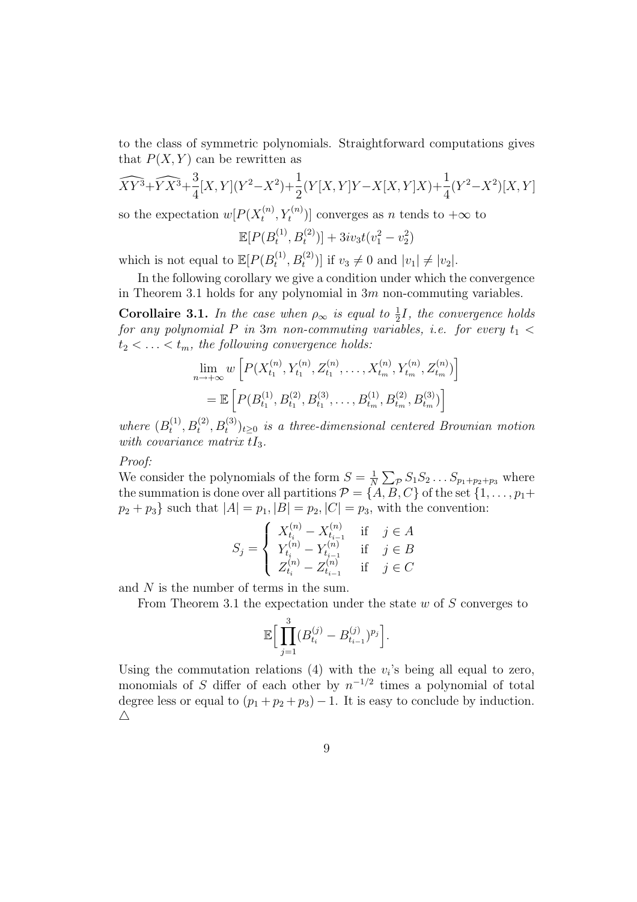to the class of symmetric polynomials. Straightforward computations gives that $P(X,Y)$ can be rewritten as

$$\widehat{XY^3}+\widehat{YX^3}+\frac{3}{4}[X,Y](Y^2-X^2)+\frac{1}{2}(Y[X,Y]Y-X[X,Y]X)+\frac{1}{4}(Y^2-X^2)[X,Y]$$

so the expectation $w[P(X_t^{(n)},Y_t^{(n)})]$ converges as $n$ tends to $+\infty$ to

$$\mathbb{E}[P(B_t^{(1)},B_t^{(2)})]+3iv_3t(v_1^2-v_2^2)$$

which is not equal to $\mathbb{E}[P(B_t^{(1)},B_t^{(2)})]$ if $v_3 \neq 0$ and $|v_1| \neq |v_2|$.

In the following corollary we give a condition under which the convergence in Theorem 3.1 holds for any polynomial in $3m$ non-commuting variables.

**Corollaire 3.1.** *In the case when $\rho_\infty$ is equal to $\frac{1}{2}I$, the convergence holds for any polynomial $P$ in $3m$ non-commuting variables, i.e. for every $t_1 < t_2 < \ldots < t_m$, the following convergence holds:*

$$\lim_{n\to+\infty} w\left[P(X_{t_1}^{(n)},Y_{t_1}^{(n)},Z_{t_1}^{(n)},\ldots,X_{t_m}^{(n)},Y_{t_m}^{(n)},Z_{t_m}^{(n)})\right]$$
$$=\mathbb{E}\left[P(B_{t_1}^{(1)},B_{t_1}^{(2)},B_{t_1}^{(3)},\ldots,B_{t_m}^{(1)},B_{t_m}^{(2)},B_{t_m}^{(3)})\right]$$

*where $(B_t^{(1)},B_t^{(2)},B_t^{(3)})_{t\geq 0}$ is a three-dimensional centered Brownian motion with covariance matrix $tI_3$.*

*Proof:*
We consider the polynomials of the form $S=\frac{1}{N}\sum_{\mathcal{P}} S_1S_2\ldots S_{p_1+p_2+p_3}$ where the summation is done over all partitions $\mathcal{P}=\{A,B,C\}$ of the set $\{1,\ldots,p_1+p_2+p_3\}$ such that $|A|=p_1, |B|=p_2, |C|=p_3$, with the convention:

$$S_j=\begin{cases} X_{t_i}^{(n)}-X_{t_{i-1}}^{(n)} & \text{if} \quad j\in A \\ Y_{t_i}^{(n)}-Y_{t_{i-1}}^{(n)} & \text{if} \quad j\in B \\ Z_{t_i}^{(n)}-Z_{t_{i-1}}^{(n)} & \text{if} \quad j\in C \end{cases}$$

and $N$ is the number of terms in the sum.

From Theorem 3.1 the expectation under the state $w$ of $S$ converges to

$$\mathbb{E}\Big[\prod_{j=1}^{3}(B_{t_i}^{(j)}-B_{t_{i-1}}^{(j)})^{p_j}\Big].$$

Using the commutation relations (4) with the $v_i$'s being all equal to zero, monomials of $S$ differ of each other by $n^{-1/2}$ times a polynomial of total degree less or equal to $(p_1+p_2+p_3)-1$. It is easy to conclude by induction. $\triangle$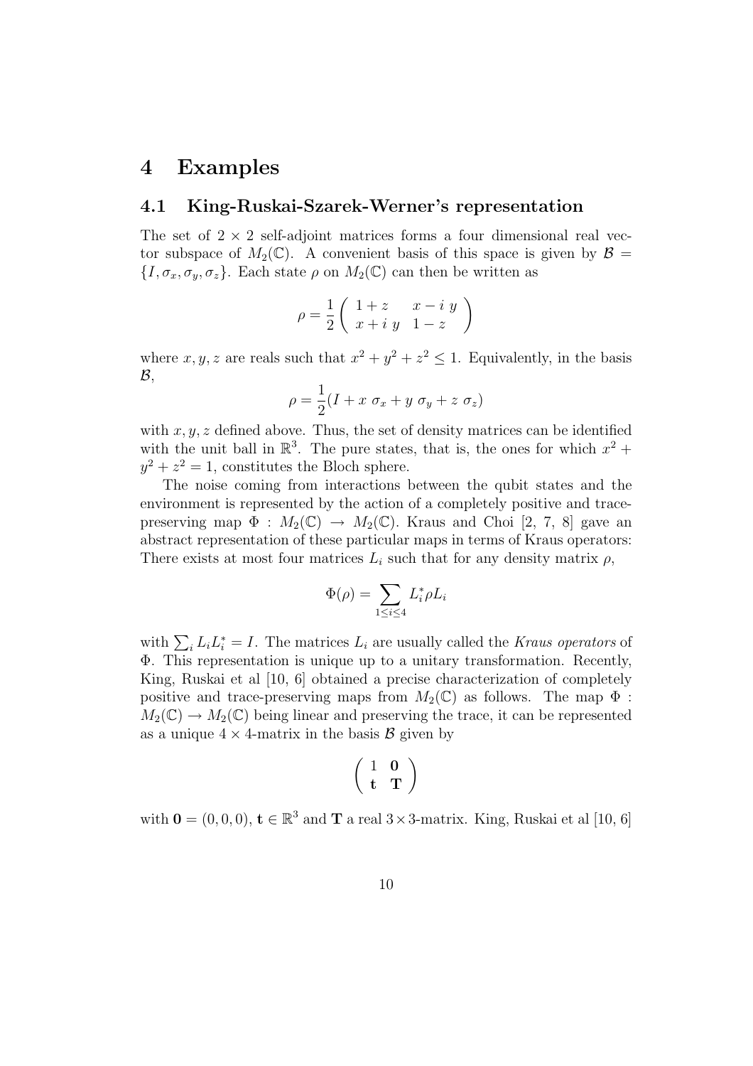# 4 Examples

## 4.1 King-Ruskai-Szarek-Werner's representation

The set of $2 \times 2$ self-adjoint matrices forms a four dimensional real vector subspace of $M_2(\mathbb{C})$. A convenient basis of this space is given by $\mathcal{B} = \{I, \sigma_x, \sigma_y, \sigma_z\}$. Each state $\rho$ on $M_2(\mathbb{C})$ can then be written as

$$\rho = \frac{1}{2} \begin{pmatrix} 1+z & x - i\ y \\ x + i\ y & 1 - z \end{pmatrix}$$

where $x, y, z$ are reals such that $x^2 + y^2 + z^2 \leq 1$. Equivalently, in the basis $\mathcal{B}$,

$$\rho = \frac{1}{2}(I + x\ \sigma_x + y\ \sigma_y + z\ \sigma_z)$$

with $x, y, z$ defined above. Thus, the set of density matrices can be identified with the unit ball in $\mathbb{R}^3$. The pure states, that is, the ones for which $x^2 + y^2 + z^2 = 1$, constitutes the Bloch sphere.

The noise coming from interactions between the qubit states and the environment is represented by the action of a completely positive and trace-preserving map $\Phi : M_2(\mathbb{C}) \to M_2(\mathbb{C})$. Kraus and Choi [2, 7, 8] gave an abstract representation of these particular maps in terms of Kraus operators: There exists at most four matrices $L_i$ such that for any density matrix $\rho$,

$$\Phi(\rho) = \sum_{1 \leq i \leq 4} L_i^* \rho L_i$$

with $\sum_i L_i L_i^* = I$. The matrices $L_i$ are usually called the *Kraus operators* of $\Phi$. This representation is unique up to a unitary transformation. Recently, King, Ruskai et al [10, 6] obtained a precise characterization of completely positive and trace-preserving maps from $M_2(\mathbb{C})$ as follows. The map $\Phi : M_2(\mathbb{C}) \to M_2(\mathbb{C})$ being linear and preserving the trace, it can be represented as a unique $4 \times 4$-matrix in the basis $\mathcal{B}$ given by

$$\begin{pmatrix} 1 & \mathbf{0} \\ \mathbf{t} & \mathbf{T} \end{pmatrix}$$

with $\mathbf{0} = (0, 0, 0)$, $\mathbf{t} \in \mathbb{R}^3$ and $\mathbf{T}$ a real $3 \times 3$-matrix. King, Ruskai et al [10, 6]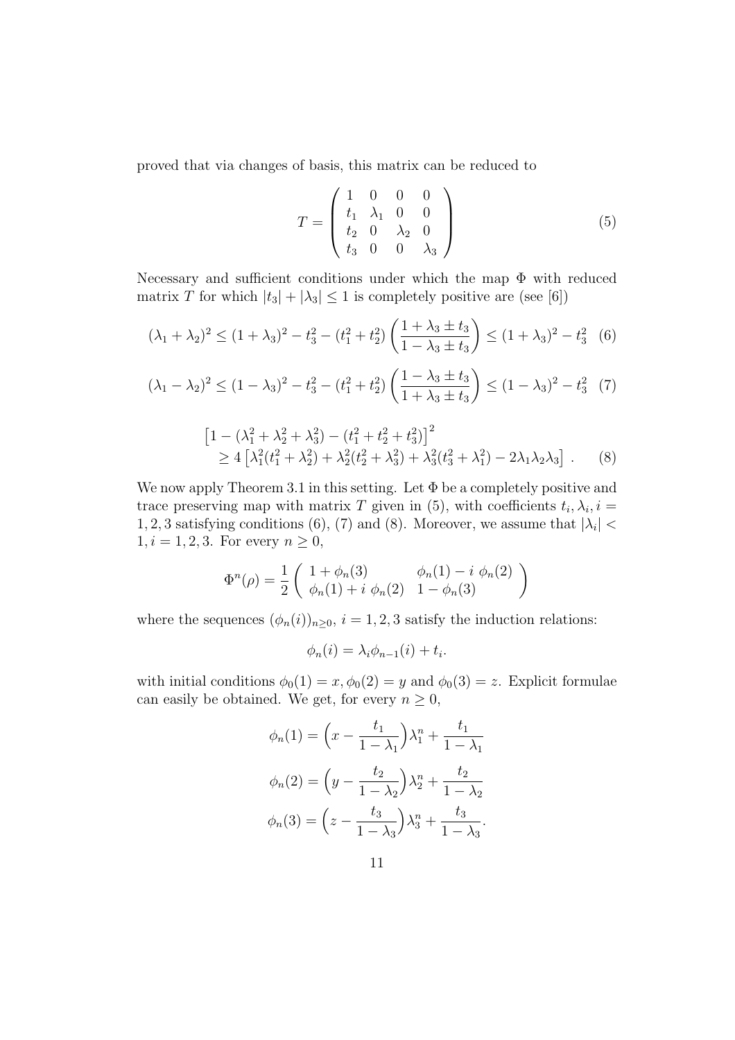proved that via changes of basis, this matrix can be reduced to

$$T = \begin{pmatrix} 1 & 0 & 0 & 0 \\ t_1 & \lambda_1 & 0 & 0 \\ t_2 & 0 & \lambda_2 & 0 \\ t_3 & 0 & 0 & \lambda_3 \end{pmatrix} \tag{5}$$

Necessary and sufficient conditions under which the map $\Phi$ with reduced matrix $T$ for which $|t_3| + |\lambda_3| \leq 1$ is completely positive are (see [6])

$$(\lambda_1 + \lambda_2)^2 \leq (1+\lambda_3)^2 - t_3^2 - (t_1^2 + t_2^2)\left(\frac{1+\lambda_3 \pm t_3}{1-\lambda_3 \pm t_3}\right) \leq (1+\lambda_3)^2 - t_3^2 \tag{6}$$

$$(\lambda_1 - \lambda_2)^2 \leq (1-\lambda_3)^2 - t_3^2 - (t_1^2 + t_2^2)\left(\frac{1-\lambda_3 \pm t_3}{1+\lambda_3 \pm t_3}\right) \leq (1-\lambda_3)^2 - t_3^2 \tag{7}$$

$$\begin{aligned} &\left[1 - (\lambda_1^2 + \lambda_2^2 + \lambda_3^2) - (t_1^2 + t_2^2 + t_3^2)\right]^2 \\ &\quad \geq 4\left[\lambda_1^2(t_1^2 + \lambda_2^2) + \lambda_2^2(t_2^2 + \lambda_3^2) + \lambda_3^2(t_3^2 + \lambda_1^2) - 2\lambda_1\lambda_2\lambda_3\right] . \end{aligned} \tag{8}$$

We now apply Theorem 3.1 in this setting. Let $\Phi$ be a completely positive and trace preserving map with matrix $T$ given in (5), with coefficients $t_i, \lambda_i, i = 1, 2, 3$ satisfying conditions (6), (7) and (8). Moreover, we assume that $|\lambda_i| < 1, i = 1, 2, 3$. For every $n \geq 0$,

$$\Phi^n(\rho) = \frac{1}{2}\begin{pmatrix} 1 + \phi_n(3) & \phi_n(1) - i\ \phi_n(2) \\ \phi_n(1) + i\ \phi_n(2) & 1 - \phi_n(3) \end{pmatrix}$$

where the sequences $(\phi_n(i))_{n\geq 0}$, $i = 1, 2, 3$ satisfy the induction relations:

$$\phi_n(i) = \lambda_i \phi_{n-1}(i) + t_i.$$

with initial conditions $\phi_0(1) = x, \phi_0(2) = y$ and $\phi_0(3) = z$. Explicit formulae can easily be obtained. We get, for every $n \geq 0$,

$$\phi_n(1) = \left(x - \frac{t_1}{1-\lambda_1}\right)\lambda_1^n + \frac{t_1}{1-\lambda_1}$$

$$\phi_n(2) = \left(y - \frac{t_2}{1-\lambda_2}\right)\lambda_2^n + \frac{t_2}{1-\lambda_2}$$

$$\phi_n(3) = \left(z - \frac{t_3}{1-\lambda_3}\right)\lambda_3^n + \frac{t_3}{1-\lambda_3}.$$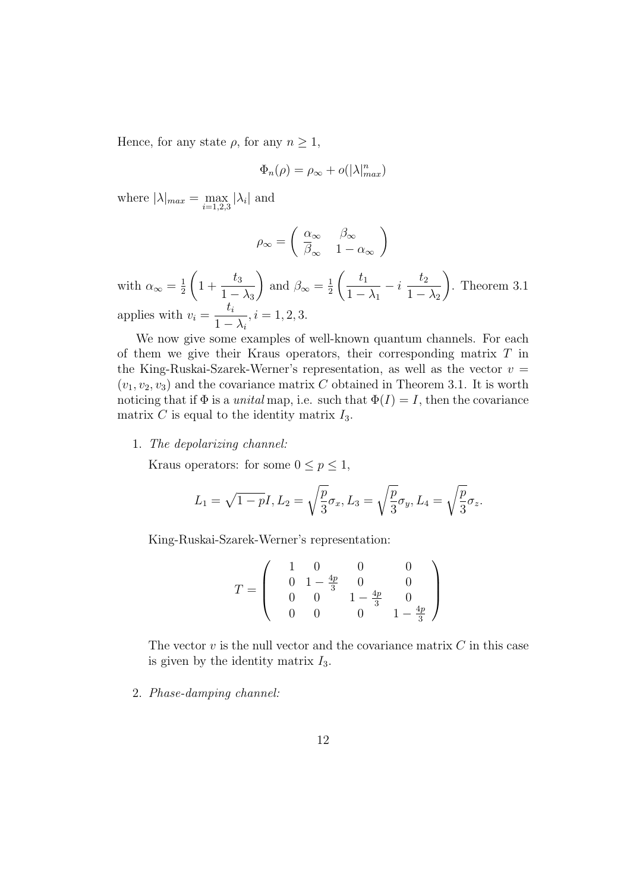Hence, for any state $\rho$, for any $n \geq 1$,

$$\Phi_n(\rho) = \rho_\infty + o(|\lambda|^n_{max})$$

where $|\lambda|_{max} = \max_{i=1,2,3} |\lambda_i|$ and

$$\rho_\infty = \begin{pmatrix} \alpha_\infty & \beta_\infty \\ \overline{\beta}_\infty & 1 - \alpha_\infty \end{pmatrix}$$

with $\alpha_\infty = \frac{1}{2}\left(1 + \dfrac{t_3}{1-\lambda_3}\right)$ and $\beta_\infty = \frac{1}{2}\left(\dfrac{t_1}{1-\lambda_1} - i\ \dfrac{t_2}{1-\lambda_2}\right)$. Theorem 3.1 applies with $v_i = \dfrac{t_i}{1-\lambda_i}, i = 1, 2, 3.$

We now give some examples of well-known quantum channels. For each of them we give their Kraus operators, their corresponding matrix $T$ in the King-Ruskai-Szarek-Werner's representation, as well as the vector $v = (v_1, v_2, v_3)$ and the covariance matrix $C$ obtained in Theorem 3.1. It is worth noticing that if $\Phi$ is a *unital* map, i.e. such that $\Phi(I) = I$, then the covariance matrix $C$ is equal to the identity matrix $I_3$.

1. *The depolarizing channel:*

   Kraus operators: for some $0 \leq p \leq 1$,

   $$L_1 = \sqrt{1-p}I, L_2 = \sqrt{\frac{p}{3}}\sigma_x, L_3 = \sqrt{\frac{p}{3}}\sigma_y, L_4 = \sqrt{\frac{p}{3}}\sigma_z.$$

   King-Ruskai-Szarek-Werner's representation:

   $$T = \begin{pmatrix} 1 & 0 & 0 & 0 \\ 0 & 1 - \frac{4p}{3} & 0 & 0 \\ 0 & 0 & 1 - \frac{4p}{3} & 0 \\ 0 & 0 & 0 & 1 - \frac{4p}{3} \end{pmatrix}$$

   The vector $v$ is the null vector and the covariance matrix $C$ in this case is given by the identity matrix $I_3$.

2. *Phase-damping channel:*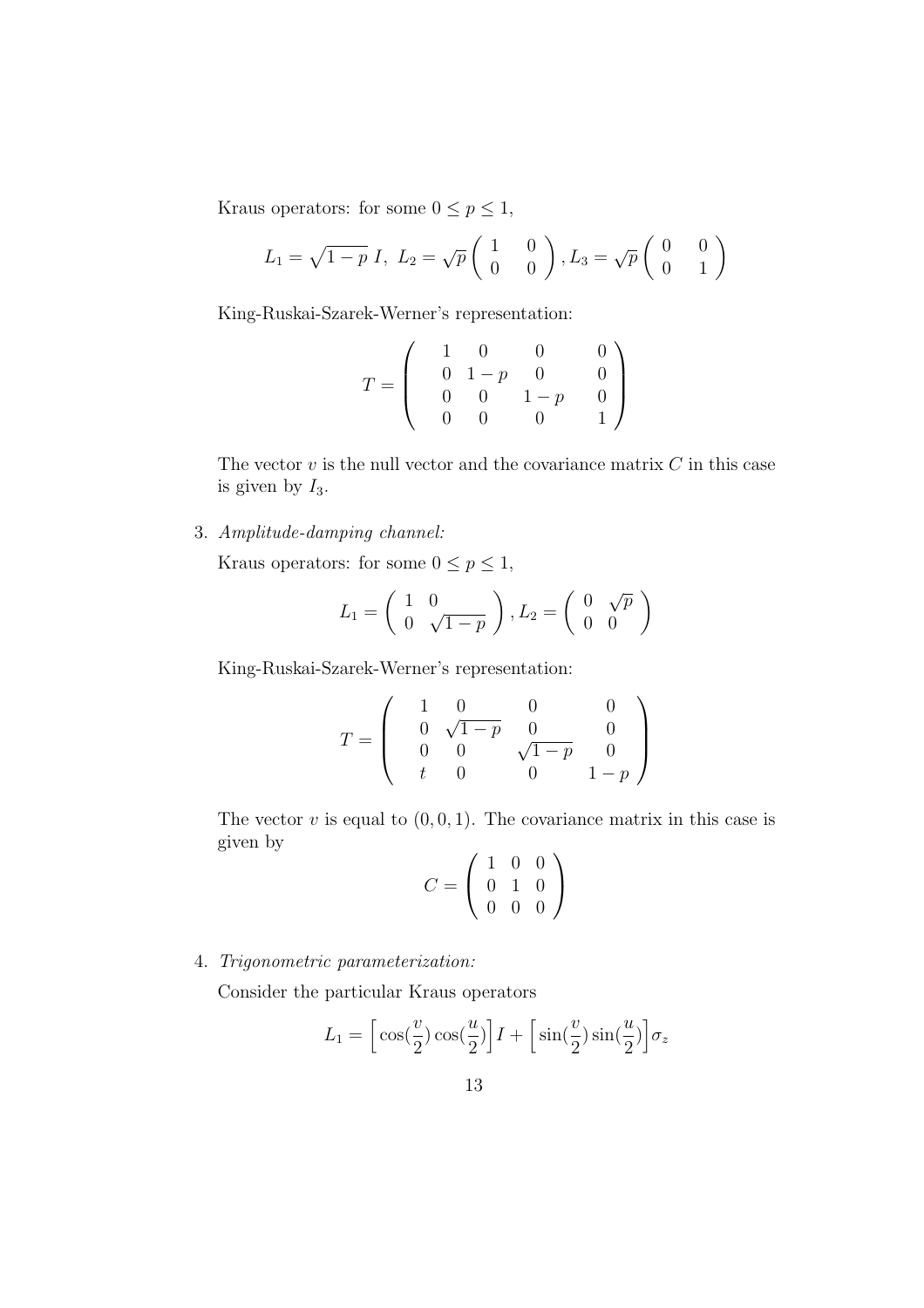Kraus operators: for some $0 \leq p \leq 1$,

$$L_1 = \sqrt{1-p}\; I,\;\; L_2 = \sqrt{p}\begin{pmatrix} 1 & 0 \\ 0 & 0 \end{pmatrix}, L_3 = \sqrt{p}\begin{pmatrix} 0 & 0 \\ 0 & 1 \end{pmatrix}$$

King-Ruskai-Szarek-Werner's representation:

$$T = \begin{pmatrix} 1 & 0 & 0 & 0 \\ 0 & 1-p & 0 & 0 \\ 0 & 0 & 1-p & 0 \\ 0 & 0 & 0 & 1 \end{pmatrix}$$

The vector $v$ is the null vector and the covariance matrix $C$ in this case is given by $I_3$.

3. *Amplitude-damping channel:*

   Kraus operators: for some $0 \leq p \leq 1$,

   $$L_1 = \begin{pmatrix} 1 & 0 \\ 0 & \sqrt{1-p} \end{pmatrix}, L_2 = \begin{pmatrix} 0 & \sqrt{p} \\ 0 & 0 \end{pmatrix}$$

   King-Ruskai-Szarek-Werner's representation:

   $$T = \begin{pmatrix} 1 & 0 & 0 & 0 \\ 0 & \sqrt{1-p} & 0 & 0 \\ 0 & 0 & \sqrt{1-p} & 0 \\ t & 0 & 0 & 1-p \end{pmatrix}$$

   The vector $v$ is equal to $(0, 0, 1)$. The covariance matrix in this case is given by

   $$C = \begin{pmatrix} 1 & 0 & 0 \\ 0 & 1 & 0 \\ 0 & 0 & 0 \end{pmatrix}$$

4. *Trigonometric parameterization:*

   Consider the particular Kraus operators

   $$L_1 = \Big[\cos(\frac{v}{2})\cos(\frac{u}{2})\Big]I + \Big[\sin(\frac{v}{2})\sin(\frac{u}{2})\Big]\sigma_z$$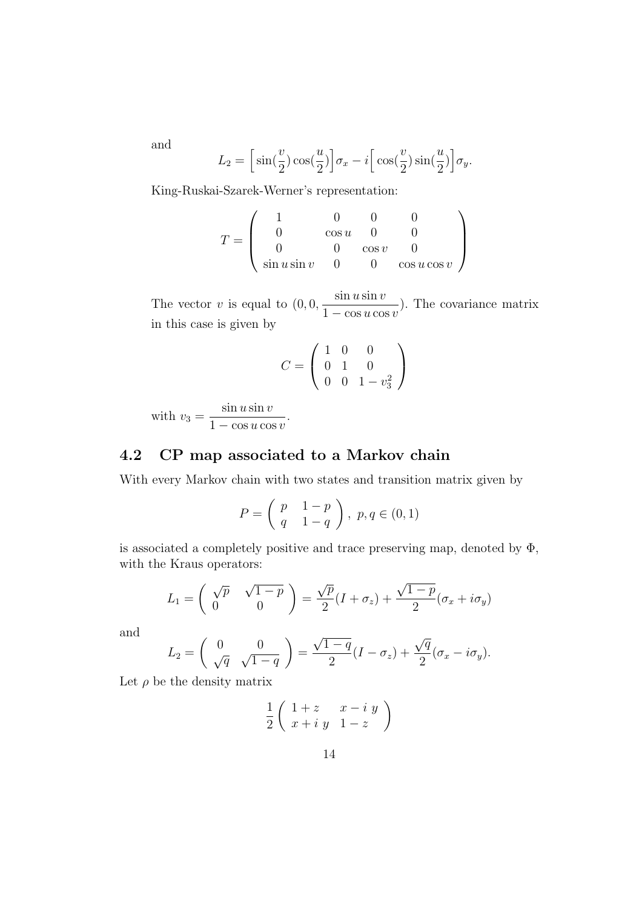and

$$L_2 = \Big[\sin(\frac{v}{2})\cos(\frac{u}{2})\Big]\sigma_x - i\Big[\cos(\frac{v}{2})\sin(\frac{u}{2})\Big]\sigma_y.$$

King-Ruskai-Szarek-Werner's representation:

$$T = \left( \begin{array}{cccc} 1 & 0 & 0 & 0 \\ 0 & \cos u & 0 & 0 \\ 0 & 0 & \cos v & 0 \\ \sin u \sin v & 0 & 0 & \cos u \cos v \end{array} \right)$$

The vector $v$ is equal to $(0, 0, \dfrac{\sin u \sin v}{1 - \cos u \cos v})$. The covariance matrix in this case is given by

$$C = \left( \begin{array}{ccc} 1 & 0 & 0 \\ 0 & 1 & 0 \\ 0 & 0 & 1 - v_3^2 \end{array} \right)$$

with $v_3 = \dfrac{\sin u \sin v}{1 - \cos u \cos v}$.

## 4.2 CP map associated to a Markov chain

With every Markov chain with two states and transition matrix given by

$$P = \left( \begin{array}{cc} p & 1-p \\ q & 1-q \end{array} \right), \ p, q \in (0,1)$$

is associated a completely positive and trace preserving map, denoted by $\Phi$, with the Kraus operators:

$$L_1 = \left( \begin{array}{cc} \sqrt{p} & \sqrt{1-p} \\ 0 & 0 \end{array} \right) = \frac{\sqrt{p}}{2}(I + \sigma_z) + \frac{\sqrt{1-p}}{2}(\sigma_x + i\sigma_y)$$

and

$$L_2 = \left( \begin{array}{cc} 0 & 0 \\ \sqrt{q} & \sqrt{1-q} \end{array} \right) = \frac{\sqrt{1-q}}{2}(I - \sigma_z) + \frac{\sqrt{q}}{2}(\sigma_x - i\sigma_y).$$

Let $\rho$ be the density matrix

$$\frac{1}{2}\left( \begin{array}{cc} 1+z & x - i\ y \\ x + i\ y & 1-z \end{array} \right)$$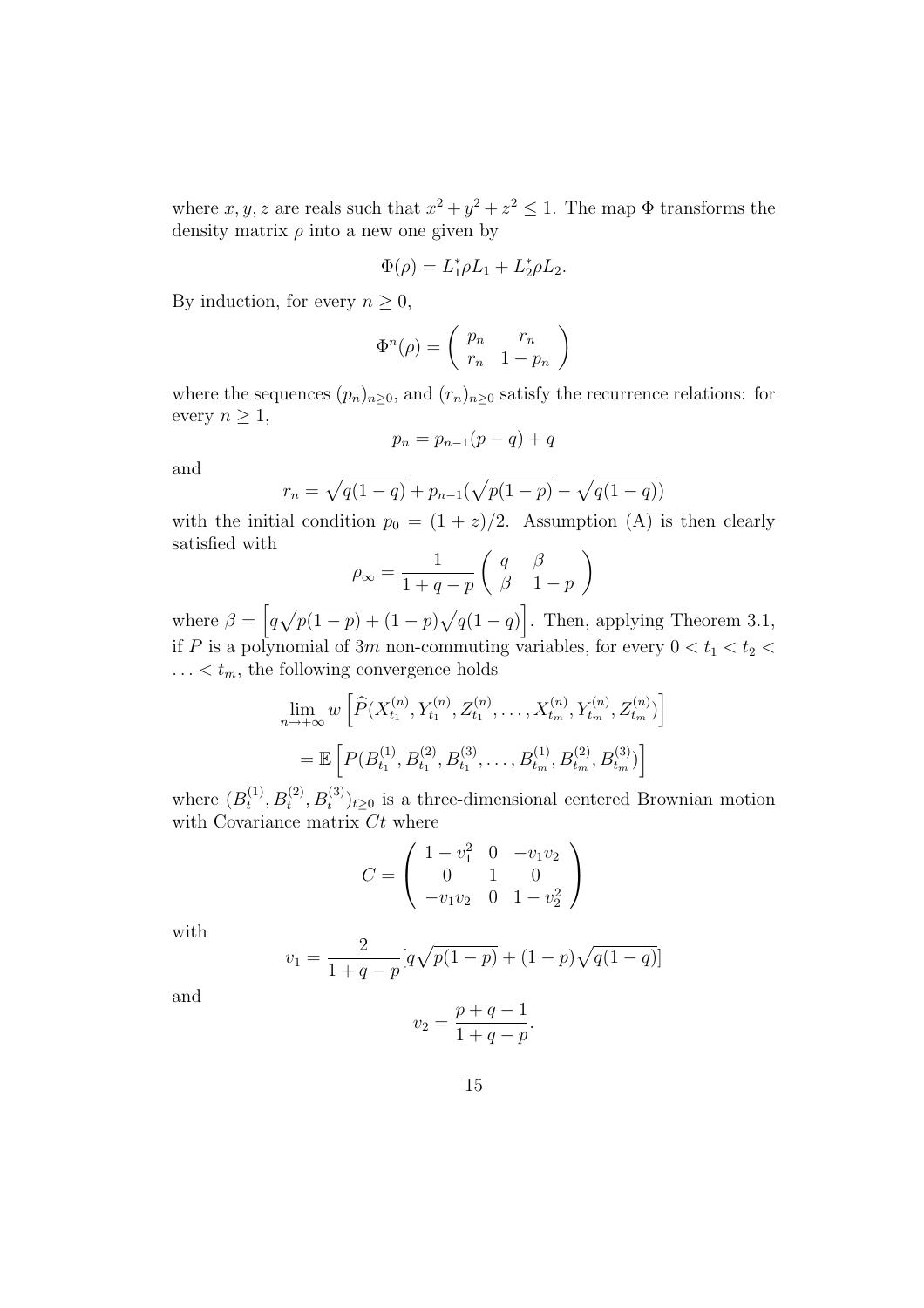where $x, y, z$ are reals such that $x^2 + y^2 + z^2 \leq 1$. The map $\Phi$ transforms the density matrix $\rho$ into a new one given by

$$\Phi(\rho) = L_1^* \rho L_1 + L_2^* \rho L_2.$$

By induction, for every $n \geq 0$,

$$\Phi^n(\rho) = \begin{pmatrix} p_n & r_n \\ r_n & 1 - p_n \end{pmatrix}$$

where the sequences $(p_n)_{n \geq 0}$, and $(r_n)_{n \geq 0}$ satisfy the recurrence relations: for every $n \geq 1$,

$$p_n = p_{n-1}(p - q) + q$$

and

$$r_n = \sqrt{q(1-q)} + p_{n-1}(\sqrt{p(1-p)} - \sqrt{q(1-q)})$$

with the initial condition $p_0 = (1 + z)/2$. Assumption (A) is then clearly satisfied with

$$\rho_\infty = \frac{1}{1 + q - p} \begin{pmatrix} q & \beta \\ \beta & 1 - p \end{pmatrix}$$

where $\beta = \left[ q\sqrt{p(1-p)} + (1-p)\sqrt{q(1-q)} \right]$. Then, applying Theorem 3.1, if $P$ is a polynomial of $3m$ non-commuting variables, for every $0 < t_1 < t_2 < \ldots < t_m$, the following convergence holds

$$\lim_{n \to +\infty} w \left[ \widehat{P}(X_{t_1}^{(n)}, Y_{t_1}^{(n)}, Z_{t_1}^{(n)}, \ldots, X_{t_m}^{(n)}, Y_{t_m}^{(n)}, Z_{t_m}^{(n)}) \right]$$

$$= \mathbb{E} \left[ P(B_{t_1}^{(1)}, B_{t_1}^{(2)}, B_{t_1}^{(3)}, \ldots, B_{t_m}^{(1)}, B_{t_m}^{(2)}, B_{t_m}^{(3)}) \right]$$

where $(B_t^{(1)}, B_t^{(2)}, B_t^{(3)})_{t \geq 0}$ is a three-dimensional centered Brownian motion with Covariance matrix $Ct$ where

$$C = \begin{pmatrix} 1 - v_1^2 & 0 & -v_1 v_2 \\ 0 & 1 & 0 \\ -v_1 v_2 & 0 & 1 - v_2^2 \end{pmatrix}$$

with

$$v_1 = \frac{2}{1 + q - p} [q\sqrt{p(1-p)} + (1-p)\sqrt{q(1-q)}]$$

and

$$v_2 = \frac{p + q - 1}{1 + q - p}.$$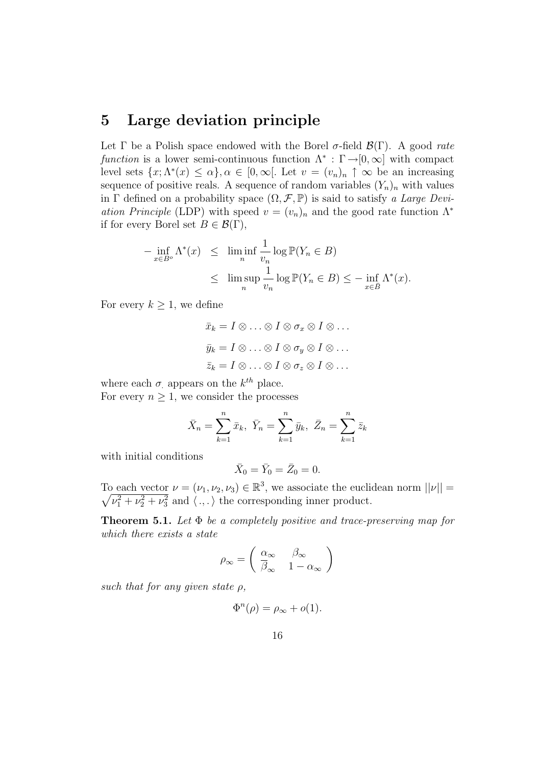## 5 Large deviation principle

Let $\Gamma$ be a Polish space endowed with the Borel $\sigma$-field $\mathcal{B}(\Gamma)$. A good *rate function* is a lower semi-continuous function $\Lambda^* : \Gamma \rightarrow [0, \infty]$ with compact level sets $\{x; \Lambda^*(x) \leq \alpha\}, \alpha \in [0, \infty[$. Let $v = (v_n)_n \uparrow \infty$ be an increasing sequence of positive reals. A sequence of random variables $(Y_n)_n$ with values in $\Gamma$ defined on a probability space $(\Omega, \mathcal{F}, \mathbb{P})$ is said to satisfy *a Large Deviation Principle* (LDP) with speed $v = (v_n)_n$ and the good rate function $\Lambda^*$ if for every Borel set $B \in \mathcal{B}(\Gamma)$,

$$
\begin{aligned}
-\inf_{x \in B^o} \Lambda^*(x) &\leq \liminf_n \frac{1}{v_n} \log \mathbb{P}(Y_n \in B) \\
&\leq \limsup_n \frac{1}{v_n} \log \mathbb{P}(Y_n \in B) \leq -\inf_{x \in \bar{B}} \Lambda^*(x).
\end{aligned}
$$

For every $k \geq 1$, we define

$$
\bar{x}_k = I \otimes \ldots \otimes I \otimes \sigma_x \otimes I \otimes \ldots
$$

$$
\bar{y}_k = I \otimes \ldots \otimes I \otimes \sigma_y \otimes I \otimes \ldots
$$

$$
\bar{z}_k = I \otimes \ldots \otimes I \otimes \sigma_z \otimes I \otimes \ldots
$$

where each $\sigma_.$ appears on the $k^{th}$ place.
For every $n \geq 1$, we consider the processes

$$
\bar{X}_n = \sum_{k=1}^{n} \bar{x}_k, \;\; \bar{Y}_n = \sum_{k=1}^{n} \bar{y}_k, \;\; \bar{Z}_n = \sum_{k=1}^{n} \bar{z}_k
$$

with initial conditions

$$
\bar{X}_0 = \bar{Y}_0 = \bar{Z}_0 = 0.
$$

To each vector $\nu = (\nu_1, \nu_2, \nu_3) \in \mathbb{R}^3$, we associate the euclidean norm $||\nu|| = \sqrt{\nu_1^2 + \nu_2^2 + \nu_3^2}$ and $\langle .,. \rangle$ the corresponding inner product.

**Theorem 5.1.** *Let $\Phi$ be a completely positive and trace-preserving map for which there exists a state*

$$
\rho_\infty = \begin{pmatrix} \alpha_\infty & \beta_\infty \\ \overline{\beta}_\infty & 1 - \alpha_\infty \end{pmatrix}
$$

*such that for any given state $\rho$,*

$$
\Phi^n(\rho) = \rho_\infty + o(1).
$$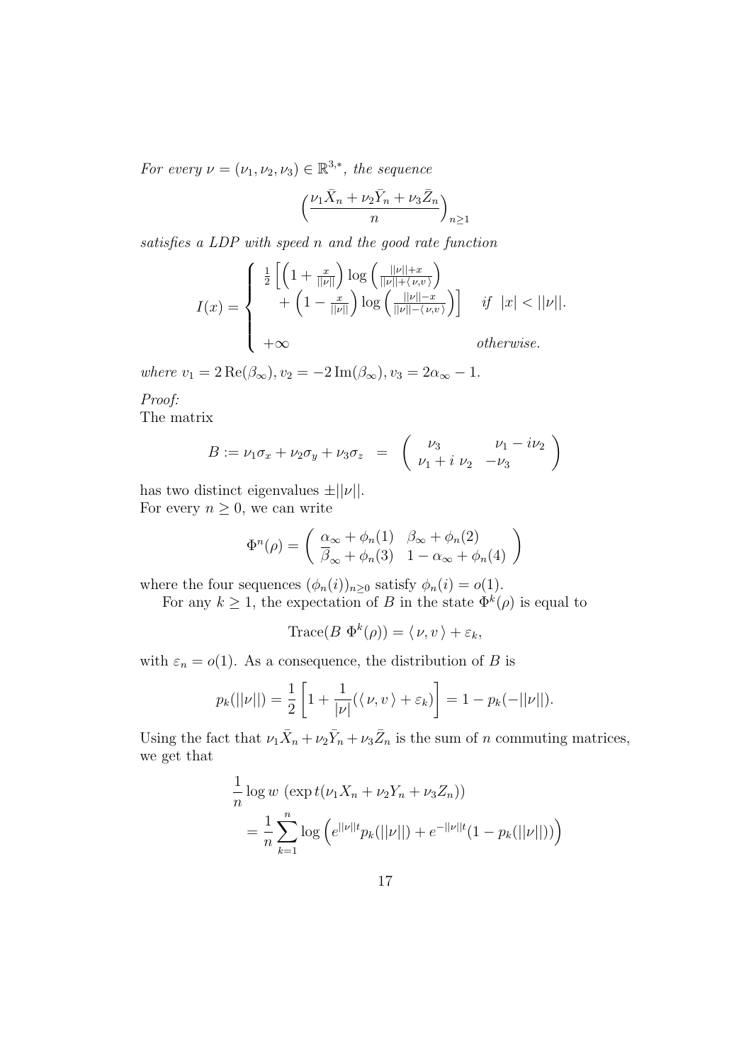*For every* $\nu = (\nu_1, \nu_2, \nu_3) \in \mathbb{R}^{3,*}$*, the sequence*

$$\Big(\frac{\nu_1 \bar{X}_n + \nu_2 \bar{Y}_n + \nu_3 \bar{Z}_n}{n}\Big)_{n \geq 1}$$

*satisfies a LDP with speed* $n$ *and the good rate function*

$$I(x) = \begin{cases} \frac{1}{2}\Big[\Big(1 + \frac{x}{||\nu||}\Big)\log\Big(\frac{||\nu||+x}{||\nu||+\langle\,\nu,v\,\rangle}\Big) \\ \quad + \Big(1 - \frac{x}{||\nu||}\Big)\log\Big(\frac{||\nu||-x}{||\nu||-\langle\,\nu,v\,\rangle}\Big)\Big] & \textit{if} \;\; |x| < ||\nu||. \\ \\ +\infty & \textit{otherwise.} \end{cases}$$

*where* $v_1 = 2\,\mathrm{Re}(\beta_\infty), v_2 = -2\,\mathrm{Im}(\beta_\infty), v_3 = 2\alpha_\infty - 1.$

*Proof:*
The matrix

$$B := \nu_1 \sigma_x + \nu_2 \sigma_y + \nu_3 \sigma_z \;\;=\;\; \left(\begin{array}{cc} \nu_3 & \nu_1 - i\nu_2 \\ \nu_1 + i\;\nu_2 & -\nu_3 \end{array}\right)$$

has two distinct eigenvalues $\pm||\nu||$.
For every $n \geq 0$, we can write

$$\Phi^n(\rho) = \left(\begin{array}{cc} \alpha_\infty + \phi_n(1) & \beta_\infty + \phi_n(2) \\ \overline{\beta}_\infty + \phi_n(3) & 1 - \alpha_\infty + \phi_n(4) \end{array}\right)$$

where the four sequences $(\phi_n(i))_{n\geq 0}$ satisfy $\phi_n(i) = o(1)$.

For any $k \geq 1$, the expectation of $B$ in the state $\Phi^k(\rho)$ is equal to

$$\mathrm{Trace}(B\;\Phi^k(\rho)) = \langle\,\nu, v\,\rangle + \varepsilon_k,$$

with $\varepsilon_n = o(1)$. As a consequence, the distribution of $B$ is

$$p_k(||\nu||) = \frac{1}{2}\left[1 + \frac{1}{|\nu|}(\langle\,\nu, v\,\rangle + \varepsilon_k)\right] = 1 - p_k(-||\nu||).$$

Using the fact that $\nu_1 \bar{X}_n + \nu_2 \bar{Y}_n + \nu_3 \bar{Z}_n$ is the sum of $n$ commuting matrices, we get that

$$\begin{aligned} &\frac{1}{n}\log w\;(\exp t(\nu_1 X_n + \nu_2 Y_n + \nu_3 Z_n)) \\ &\quad = \frac{1}{n}\sum_{k=1}^{n}\log\Big(e^{||\nu||t}p_k(||\nu||) + e^{-||\nu||t}(1 - p_k(||\nu||))\Big) \end{aligned}$$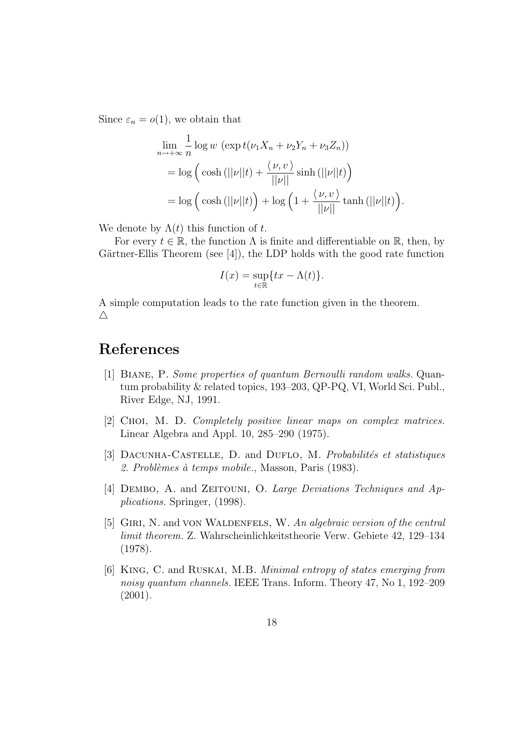Since $\varepsilon_n = o(1)$, we obtain that

$$
\begin{aligned}
&\lim_{n\to+\infty} \frac{1}{n} \log w\ (\exp t(\nu_1 X_n + \nu_2 Y_n + \nu_3 Z_n)) \\
&= \log\Big( \cosh(||\nu|| t) + \frac{\langle\, \nu, v\,\rangle}{||\nu||} \sinh(||\nu|| t)\Big) \\
&= \log\Big( \cosh(||\nu|| t)\Big) + \log\Big(1 + \frac{\langle\, \nu, v\,\rangle}{||\nu||} \tanh(||\nu|| t)\Big).
\end{aligned}
$$

We denote by $\Lambda(t)$ this function of $t$.

For every $t \in \mathbb{R}$, the function $\Lambda$ is finite and differentiable on $\mathbb{R}$, then, by Gärtner-Ellis Theorem (see [4]), the LDP holds with the good rate function

$$
I(x) = \sup_{t\in\mathbb{R}} \{tx - \Lambda(t)\}.
$$

A simple computation leads to the rate function given in the theorem.
△

# References

[1] Biane, P. *Some properties of quantum Bernoulli random walks.* Quantum probability & related topics, 193–203, QP-PQ, VI, World Sci. Publ., River Edge, NJ, 1991.

[2] Choi, M. D. *Completely positive linear maps on complex matrices.* Linear Algebra and Appl. 10, 285–290 (1975).

[3] Dacunha-Castelle, D. and Duflo, M. *Probabilités et statistiques 2. Problèmes à temps mobile.*, Masson, Paris (1983).

[4] Dembo, A. and Zeitouni, O. *Large Deviations Techniques and Applications.* Springer, (1998).

[5] Giri, N. and von Waldenfels, W. *An algebraic version of the central limit theorem.* Z. Wahrscheinlichkeitstheorie Verw. Gebiete 42, 129–134 (1978).

[6] King, C. and Ruskai, M.B. *Minimal entropy of states emerging from noisy quantum channels.* IEEE Trans. Inform. Theory 47, No 1, 192–209 (2001).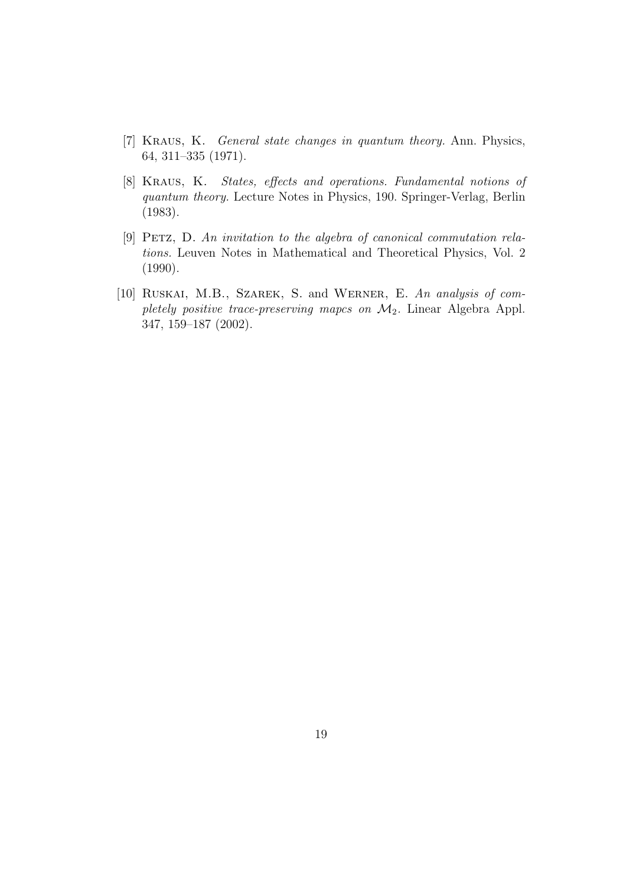[7] Kraus, K. *General state changes in quantum theory.* Ann. Physics, 64, 311–335 (1971).

[8] Kraus, K. *States, effects and operations. Fundamental notions of quantum theory.* Lecture Notes in Physics, 190. Springer-Verlag, Berlin (1983).

[9] Petz, D. *An invitation to the algebra of canonical commutation relations.* Leuven Notes in Mathematical and Theoretical Physics, Vol. 2 (1990).

[10] Ruskai, M.B., Szarek, S. and Werner, E. *An analysis of completely positive trace-preserving mapcs on $\mathcal{M}_2$.* Linear Algebra Appl. 347, 159–187 (2002).